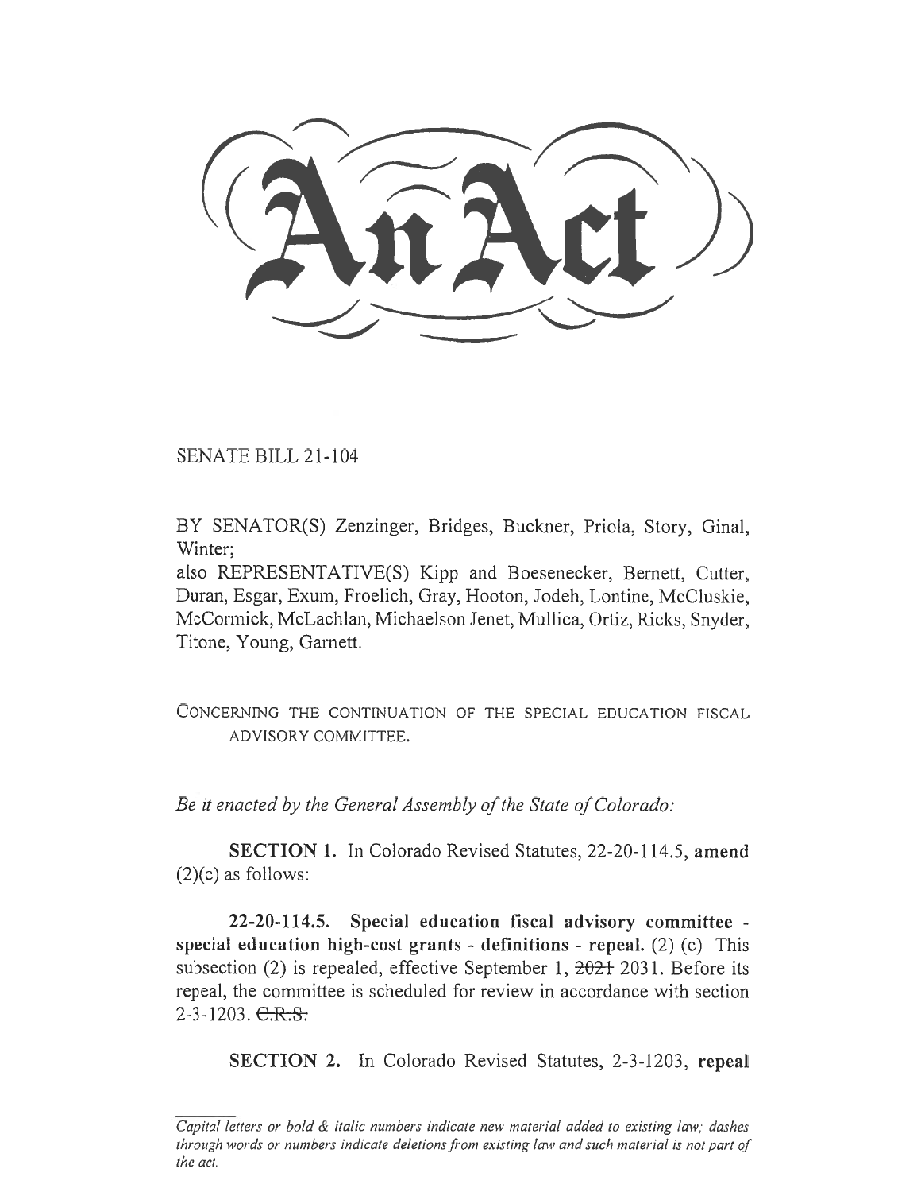# An Act

SENATE BILL 21-104

BY SENATOR(S) Zenzinger, Bridges, Buckner, Priola, Story, Ginal, Winter;

also REPRESENTATIVE(S) Kipp and Boesenecker, Bernett, Cutter, Duran, Esgar, Exum, Froelich, Gray, Hooton, Jodeh, Lontine, McCluskie, McCormick, McLachlan, Michaelson Jenet, Mullica, Ortiz, Ricks, Snyder, Titone, Young, Garnett.

CONCERNING THE CONTINUATION OF THE SPECIAL EDUCATION FISCAL ADVISORY COMMITTEE.

*Be it enacted by the General Assembly of the State of Colorado:*

**SECTION 1.** In Colorado Revised Statutes, 22-20-114.5, **amend** (2)(c) as follows:

**22-20-114.5. Special education fiscal advisory committee - special education high-cost grants - definitions - repeal.** (2) (c) This subsection (2) is repealed, effective September 1, ~~2021~~ 2031. Before its repeal, the committee is scheduled for review in accordance with section 2-3-1203. ~~C.R.S.~~

**SECTION 2.** In Colorado Revised Statutes, 2-3-1203, **repeal**

*Capital letters or bold & italic numbers indicate new material added to existing law; dashes through words or numbers indicate deletions from existing law and such material is not part of the act.*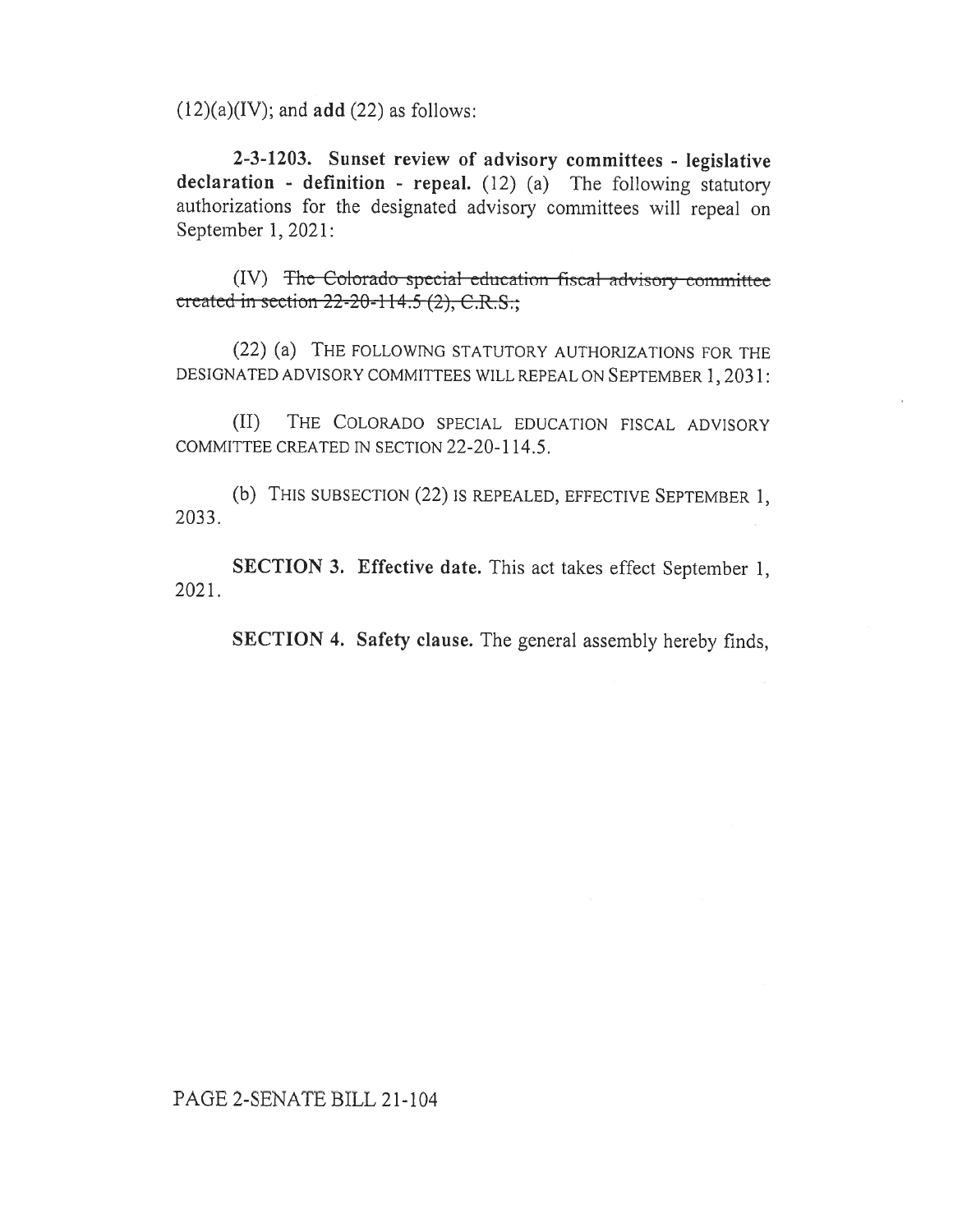(12)(a)(IV); and **add** (22) as follows:

**2-3-1203. Sunset review of advisory committees - legislative declaration - definition - repeal.** (12) (a) The following statutory authorizations for the designated advisory committees will repeal on September 1, 2021:

(IV) ~~The Colorado special education fiscal advisory committee created in section 22-20-114.5 (2), C.R.S.;~~

(22) (a) THE FOLLOWING STATUTORY AUTHORIZATIONS FOR THE DESIGNATED ADVISORY COMMITTEES WILL REPEAL ON SEPTEMBER 1, 2031:

(II) THE COLORADO SPECIAL EDUCATION FISCAL ADVISORY COMMITTEE CREATED IN SECTION 22-20-114.5.

(b) THIS SUBSECTION (22) IS REPEALED, EFFECTIVE SEPTEMBER 1, 2033.

**SECTION 3. Effective date.** This act takes effect September 1, 2021.

**SECTION 4. Safety clause.** The general assembly hereby finds,

PAGE 2-SENATE BILL 21-104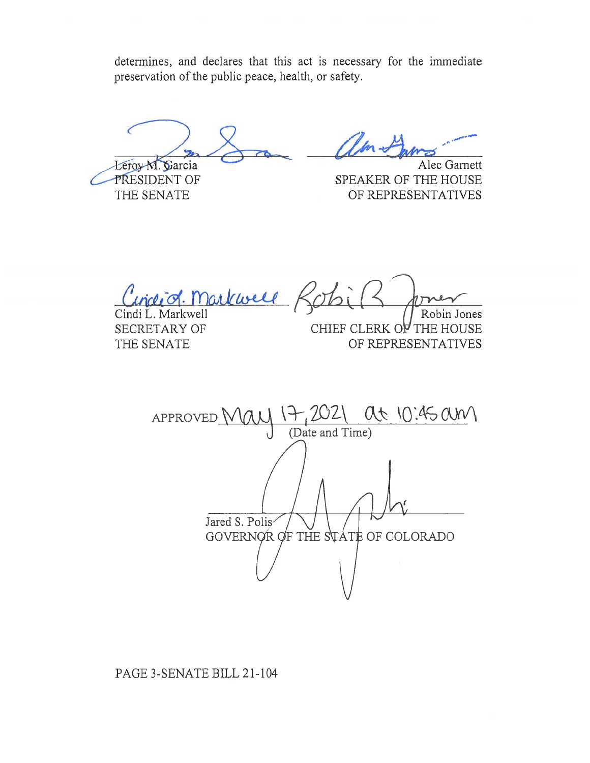determines, and declares that this act is necessary for the immediate preservation of the public peace, health, or safety.

Leroy M. Garcia
PRESIDENT OF
THE SENATE

Alec Garnett
SPEAKER OF THE HOUSE
OF REPRESENTATIVES

Cindi L. Markwell
SECRETARY OF
THE SENATE

Robin Jones
CHIEF CLERK OF THE HOUSE
OF REPRESENTATIVES

APPROVED May 17, 2021 at 10:45 am
(Date and Time)

Jared S. Polis
GOVERNOR OF THE STATE OF COLORADO

PAGE 3-SENATE BILL 21-104